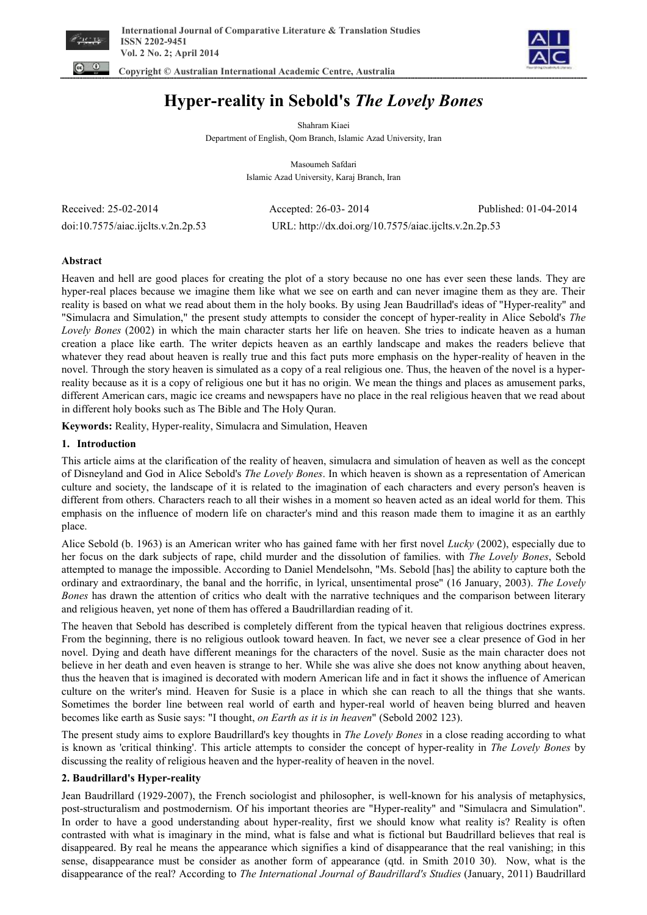# Hyper-reality in Sebold's *The Lovely Bones*

Shahram Kiaei
Department of English, Qom Branch, Islamic Azad University, Iran

Masoumeh Safdari
Islamic Azad University, Karaj Branch, Iran

Received: 25-02-2014 Accepted: 26-03- 2014 Published: 01-04-2014
doi:10.7575/aiac.ijclts.v.2n.2p.53 URL: http://dx.doi.org/10.7575/aiac.ijclts.v.2n.2p.53

**Abstract**

Heaven and hell are good places for creating the plot of a story because no one has ever seen these lands. They are hyper-real places because we imagine them like what we see on earth and can never imagine them as they are. Their reality is based on what we read about them in the holy books. By using Jean Baudrillad's ideas of "Hyper-reality" and "Simulacra and Simulation," the present study attempts to consider the concept of hyper-reality in Alice Sebold's *The Lovely Bones* (2002) in which the main character starts her life on heaven. She tries to indicate heaven as a human creation a place like earth. The writer depicts heaven as an earthly landscape and makes the readers believe that whatever they read about heaven is really true and this fact puts more emphasis on the hyper-reality of heaven in the novel. Through the story heaven is simulated as a copy of a real religious one. Thus, the heaven of the novel is a hyper-reality because as it is a copy of religious one but it has no origin. We mean the things and places as amusement parks, different American cars, magic ice creams and newspapers have no place in the real religious heaven that we read about in different holy books such as The Bible and The Holy Quran.

**Keywords:** Reality, Hyper-reality, Simulacra and Simulation, Heaven

## 1. Introduction

This article aims at the clarification of the reality of heaven, simulacra and simulation of heaven as well as the concept of Disneyland and God in Alice Sebold's *The Lovely Bones*. In which heaven is shown as a representation of American culture and society, the landscape of it is related to the imagination of each characters and every person's heaven is different from others. Characters reach to all their wishes in a moment so heaven acted as an ideal world for them. This emphasis on the influence of modern life on character's mind and this reason made them to imagine it as an earthly place.

Alice Sebold (b. 1963) is an American writer who has gained fame with her first novel *Lucky* (2002), especially due to her focus on the dark subjects of rape, child murder and the dissolution of families. with *The Lovely Bones*, Sebold attempted to manage the impossible. According to Daniel Mendelsohn, "Ms. Sebold [has] the ability to capture both the ordinary and extraordinary, the banal and the horrific, in lyrical, unsentimental prose" (16 January, 2003). *The Lovely Bones* has drawn the attention of critics who dealt with the narrative techniques and the comparison between literary and religious heaven, yet none of them has offered a Baudrillardian reading of it.

The heaven that Sebold has described is completely different from the typical heaven that religious doctrines express. From the beginning, there is no religious outlook toward heaven. In fact, we never see a clear presence of God in her novel. Dying and death have different meanings for the characters of the novel. Susie as the main character does not believe in her death and even heaven is strange to her. While she was alive she does not know anything about heaven, thus the heaven that is imagined is decorated with modern American life and in fact it shows the influence of American culture on the writer's mind. Heaven for Susie is a place in which she can reach to all the things that she wants. Sometimes the border line between real world of earth and hyper-real world of heaven being blurred and heaven becomes like earth as Susie says: "I thought, *on Earth as it is in heaven*" (Sebold 2002 123).

The present study aims to explore Baudrillard's key thoughts in *The Lovely Bones* in a close reading according to what is known as 'critical thinking'. This article attempts to consider the concept of hyper-reality in *The Lovely Bones* by discussing the reality of religious heaven and the hyper-reality of heaven in the novel.

## 2. Baudrillard's Hyper-reality

Jean Baudrillard (1929-2007), the French sociologist and philosopher, is well-known for his analysis of metaphysics, post-structuralism and postmodernism. Of his important theories are "Hyper-reality" and "Simulacra and Simulation". In order to have a good understanding about hyper-reality, first we should know what reality is? Reality is often contrasted with what is imaginary in the mind, what is false and what is fictional but Baudrillard believes that real is disappeared. By real he means the appearance which signifies a kind of disappearance that the real vanishing; in this sense, disappearance must be consider as another form of appearance (qtd. in Smith 2010 30). Now, what is the disappearance of the real? According to *The International Journal of Baudrillard's Studies* (January, 2011) Baudrillard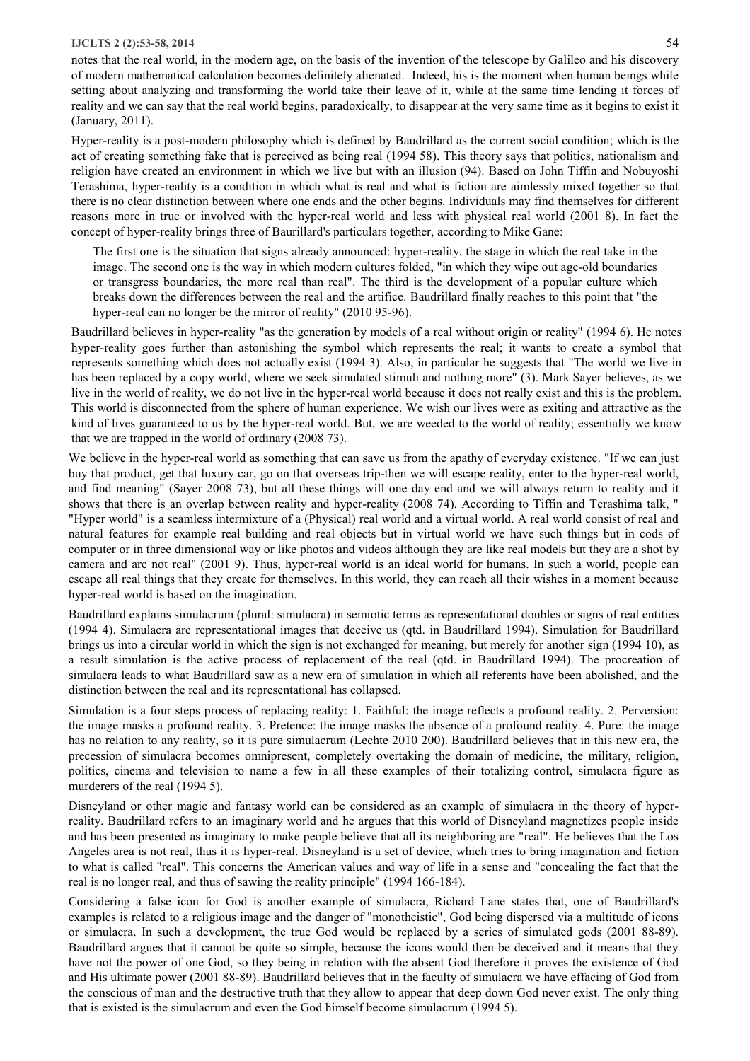notes that the real world, in the modern age, on the basis of the invention of the telescope by Galileo and his discovery of modern mathematical calculation becomes definitely alienated. Indeed, his is the moment when human beings while setting about analyzing and transforming the world take their leave of it, while at the same time lending it forces of reality and we can say that the real world begins, paradoxically, to disappear at the very same time as it begins to exist it (January, 2011).

Hyper-reality is a post-modern philosophy which is defined by Baudrillard as the current social condition; which is the act of creating something fake that is perceived as being real (1994 58). This theory says that politics, nationalism and religion have created an environment in which we live but with an illusion (94). Based on John Tiffin and Nobuyoshi Terashima, hyper-reality is a condition in which what is real and what is fiction are aimlessly mixed together so that there is no clear distinction between where one ends and the other begins. Individuals may find themselves for different reasons more in true or involved with the hyper-real world and less with physical real world (2001 8). In fact the concept of hyper-reality brings three of Baurillard's particulars together, according to Mike Gane:

> The first one is the situation that signs already announced: hyper-reality, the stage in which the real take in the image. The second one is the way in which modern cultures folded, "in which they wipe out age-old boundaries or transgress boundaries, the more real than real". The third is the development of a popular culture which breaks down the differences between the real and the artifice. Baudrillard finally reaches to this point that "the hyper-real can no longer be the mirror of reality" (2010 95-96).

Baudrillard believes in hyper-reality "as the generation by models of a real without origin or reality" (1994 6). He notes hyper-reality goes further than astonishing the symbol which represents the real; it wants to create a symbol that represents something which does not actually exist (1994 3). Also, in particular he suggests that "The world we live in has been replaced by a copy world, where we seek simulated stimuli and nothing more" (3). Mark Sayer believes, as we live in the world of reality, we do not live in the hyper-real world because it does not really exist and this is the problem. This world is disconnected from the sphere of human experience. We wish our lives were as exiting and attractive as the kind of lives guaranteed to us by the hyper-real world. But, we are weeded to the world of reality; essentially we know that we are trapped in the world of ordinary (2008 73).

We believe in the hyper-real world as something that can save us from the apathy of everyday existence. "If we can just buy that product, get that luxury car, go on that overseas trip-then we will escape reality, enter to the hyper-real world, and find meaning" (Sayer 2008 73), but all these things will one day end and we will always return to reality and it shows that there is an overlap between reality and hyper-reality (2008 74). According to Tiffin and Terashima talk, " "Hyper world" is a seamless intermixture of a (Physical) real world and a virtual world. A real world consist of real and natural features for example real building and real objects but in virtual world we have such things but in cods of computer or in three dimensional way or like photos and videos although they are like real models but they are a shot by camera and are not real" (2001 9). Thus, hyper-real world is an ideal world for humans. In such a world, people can escape all real things that they create for themselves. In this world, they can reach all their wishes in a moment because hyper-real world is based on the imagination.

Baudrillard explains simulacrum (plural: simulacra) in semiotic terms as representational doubles or signs of real entities (1994 4). Simulacra are representational images that deceive us (qtd. in Baudrillard 1994). Simulation for Baudrillard brings us into a circular world in which the sign is not exchanged for meaning, but merely for another sign (1994 10), as a result simulation is the active process of replacement of the real (qtd. in Baudrillard 1994). The procreation of simulacra leads to what Baudrillard saw as a new era of simulation in which all referents have been abolished, and the distinction between the real and its representational has collapsed.

Simulation is a four steps process of replacing reality: 1. Faithful: the image reflects a profound reality. 2. Perversion: the image masks a profound reality. 3. Pretence: the image masks the absence of a profound reality. 4. Pure: the image has no relation to any reality, so it is pure simulacrum (Lechte 2010 200). Baudrillard believes that in this new era, the precession of simulacra becomes omnipresent, completely overtaking the domain of medicine, the military, religion, politics, cinema and television to name a few in all these examples of their totalizing control, simulacra figure as murderers of the real (1994 5).

Disneyland or other magic and fantasy world can be considered as an example of simulacra in the theory of hyper-reality. Baudrillard refers to an imaginary world and he argues that this world of Disneyland magnetizes people inside and has been presented as imaginary to make people believe that all its neighboring are "real". He believes that the Los Angeles area is not real, thus it is hyper-real. Disneyland is a set of device, which tries to bring imagination and fiction to what is called "real". This concerns the American values and way of life in a sense and "concealing the fact that the real is no longer real, and thus of sawing the reality principle" (1994 166-184).

Considering a false icon for God is another example of simulacra, Richard Lane states that, one of Baudrillard's examples is related to a religious image and the danger of "monotheistic", God being dispersed via a multitude of icons or simulacra. In such a development, the true God would be replaced by a series of simulated gods (2001 88-89). Baudrillard argues that it cannot be quite so simple, because the icons would then be deceived and it means that they have not the power of one God, so they being in relation with the absent God therefore it proves the existence of God and His ultimate power (2001 88-89). Baudrillard believes that in the faculty of simulacra we have effacing of God from the conscious of man and the destructive truth that they allow to appear that deep down God never exist. The only thing that is existed is the simulacrum and even the God himself become simulacrum (1994 5).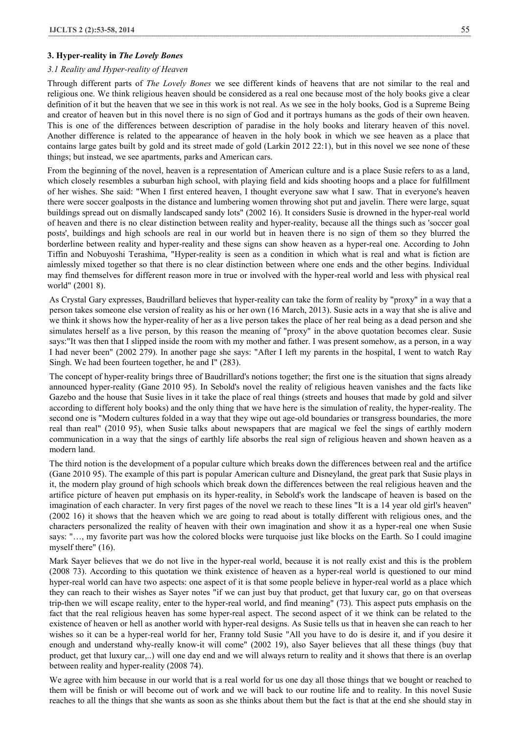## 3. Hyper-reality in *The Lovely Bones*

### *3.1 Reality and Hyper-reality of Heaven*

Through different parts of *The Lovely Bones* we see different kinds of heavens that are not similar to the real and religious one. We think religious heaven should be considered as a real one because most of the holy books give a clear definition of it but the heaven that we see in this work is not real. As we see in the holy books, God is a Supreme Being and creator of heaven but in this novel there is no sign of God and it portrays humans as the gods of their own heaven. This is one of the differences between description of paradise in the holy books and literary heaven of this novel. Another difference is related to the appearance of heaven in the holy book in which we see heaven as a place that contains large gates built by gold and its street made of gold (Larkin 2012 22:1), but in this novel we see none of these things; but instead, we see apartments, parks and American cars.

From the beginning of the novel, heaven is a representation of American culture and is a place Susie refers to as a land, which closely resembles a suburban high school, with playing field and kids shooting hoops and a place for fulfillment of her wishes. She said: "When I first entered heaven, I thought everyone saw what I saw. That in everyone's heaven there were soccer goalposts in the distance and lumbering women throwing shot put and javelin. There were large, squat buildings spread out on dismally landscaped sandy lots" (2002 16). It considers Susie is drowned in the hyper-real world of heaven and there is no clear distinction between reality and hyper-reality, because all the things such as 'soccer goal posts', buildings and high schools are real in our world but in heaven there is no sign of them so they blurred the borderline between reality and hyper-reality and these signs can show heaven as a hyper-real one. According to John Tiffin and Nobuyoshi Terashima, "Hyper-reality is seen as a condition in which what is real and what is fiction are aimlessly mixed together so that there is no clear distinction between where one ends and the other begins. Individual may find themselves for different reason more in true or involved with the hyper-real world and less with physical real world" (2001 8).

As Crystal Gary expresses, Baudrillard believes that hyper-reality can take the form of reality by "proxy" in a way that a person takes someone else version of reality as his or her own (16 March, 2013). Susie acts in a way that she is alive and we think it shows how the hyper-reality of her as a live person takes the place of her real being as a dead person and she simulates herself as a live person, by this reason the meaning of "proxy" in the above quotation becomes clear. Susie says:"It was then that I slipped inside the room with my mother and father. I was present somehow, as a person, in a way I had never been" (2002 279). In another page she says: "After I left my parents in the hospital, I went to watch Ray Singh. We had been fourteen together, he and I" (283).

The concept of hyper-reality brings three of Baudrillard's notions together; the first one is the situation that signs already announced hyper-reality (Gane 2010 95). In Sebold's novel the reality of religious heaven vanishes and the facts like Gazebo and the house that Susie lives in it take the place of real things (streets and houses that made by gold and silver according to different holy books) and the only thing that we have here is the simulation of reality, the hyper-reality. The second one is "Modern cultures folded in a way that they wipe out age-old boundaries or transgress boundaries, the more real than real" (2010 95), when Susie talks about newspapers that are magical we feel the sings of earthly modern communication in a way that the sings of earthly life absorbs the real sign of religious heaven and shown heaven as a modern land.

The third notion is the development of a popular culture which breaks down the differences between real and the artifice (Gane 2010 95). The example of this part is popular American culture and Disneyland, the great park that Susie plays in it, the modern play ground of high schools which break down the differences between the real religious heaven and the artifice picture of heaven put emphasis on its hyper-reality, in Sebold's work the landscape of heaven is based on the imagination of each character. In very first pages of the novel we reach to these lines "It is a 14 year old girl's heaven" (2002 16) it shows that the heaven which we are going to read about is totally different with religious ones, and the characters personalized the reality of heaven with their own imagination and show it as a hyper-real one when Susie says: "…, my favorite part was how the colored blocks were turquoise just like blocks on the Earth. So I could imagine myself there" (16).

Mark Sayer believes that we do not live in the hyper-real world, because it is not really exist and this is the problem (2008 73). According to this quotation we think existence of heaven as a hyper-real world is questioned to our mind hyper-real world can have two aspects: one aspect of it is that some people believe in hyper-real world as a place which they can reach to their wishes as Sayer notes "if we can just buy that product, get that luxury car, go on that overseas trip-then we will escape reality, enter to the hyper-real world, and find meaning" (73). This aspect puts emphasis on the fact that the real religious heaven has some hyper-real aspect. The second aspect of it we think can be related to the existence of heaven or hell as another world with hyper-real designs. As Susie tells us that in heaven she can reach to her wishes so it can be a hyper-real world for her, Franny told Susie "All you have to do is desire it, and if you desire it enough and understand why-really know-it will come" (2002 19), also Sayer believes that all these things (buy that product, get that luxury car,..) will one day end and we will always return to reality and it shows that there is an overlap between reality and hyper-reality (2008 74).

We agree with him because in our world that is a real world for us one day all those things that we bought or reached to them will be finish or will become out of work and we will back to our routine life and to reality. In this novel Susie reaches to all the things that she wants as soon as she thinks about them but the fact is that at the end she should stay in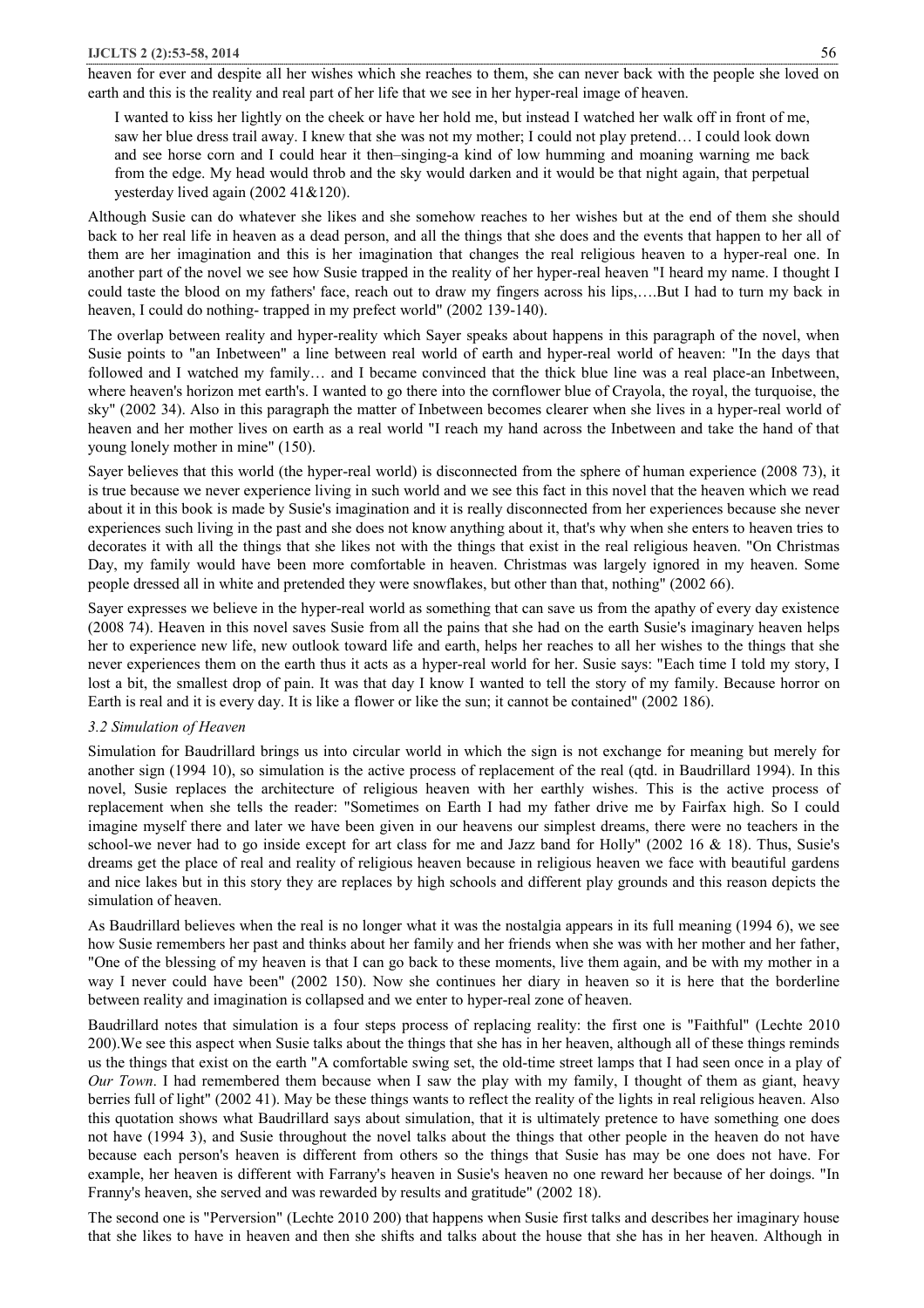heaven for ever and despite all her wishes which she reaches to them, she can never back with the people she loved on earth and this is the reality and real part of her life that we see in her hyper-real image of heaven.

> I wanted to kiss her lightly on the cheek or have her hold me, but instead I watched her walk off in front of me, saw her blue dress trail away. I knew that she was not my mother; I could not play pretend… I could look down and see horse corn and I could hear it then–singing-a kind of low humming and moaning warning me back from the edge. My head would throb and the sky would darken and it would be that night again, that perpetual yesterday lived again (2002 41&120).

Although Susie can do whatever she likes and she somehow reaches to her wishes but at the end of them she should back to her real life in heaven as a dead person, and all the things that she does and the events that happen to her all of them are her imagination and this is her imagination that changes the real religious heaven to a hyper-real one. In another part of the novel we see how Susie trapped in the reality of her hyper-real heaven "I heard my name. I thought I could taste the blood on my fathers' face, reach out to draw my fingers across his lips,….But I had to turn my back in heaven, I could do nothing- trapped in my prefect world" (2002 139-140).

The overlap between reality and hyper-reality which Sayer speaks about happens in this paragraph of the novel, when Susie points to "an Inbetween" a line between real world of earth and hyper-real world of heaven: "In the days that followed and I watched my family… and I became convinced that the thick blue line was a real place-an Inbetween, where heaven's horizon met earth's. I wanted to go there into the cornflower blue of Crayola, the royal, the turquoise, the sky" (2002 34). Also in this paragraph the matter of Inbetween becomes clearer when she lives in a hyper-real world of heaven and her mother lives on earth as a real world "I reach my hand across the Inbetween and take the hand of that young lonely mother in mine" (150).

Sayer believes that this world (the hyper-real world) is disconnected from the sphere of human experience (2008 73), it is true because we never experience living in such world and we see this fact in this novel that the heaven which we read about it in this book is made by Susie's imagination and it is really disconnected from her experiences because she never experiences such living in the past and she does not know anything about it, that's why when she enters to heaven tries to decorates it with all the things that she likes not with the things that exist in the real religious heaven. "On Christmas Day, my family would have been more comfortable in heaven. Christmas was largely ignored in my heaven. Some people dressed all in white and pretended they were snowflakes, but other than that, nothing" (2002 66).

Sayer expresses we believe in the hyper-real world as something that can save us from the apathy of every day existence (2008 74). Heaven in this novel saves Susie from all the pains that she had on the earth Susie's imaginary heaven helps her to experience new life, new outlook toward life and earth, helps her reaches to all her wishes to the things that she never experiences them on the earth thus it acts as a hyper-real world for her. Susie says: "Each time I told my story, I lost a bit, the smallest drop of pain. It was that day I know I wanted to tell the story of my family. Because horror on Earth is real and it is every day. It is like a flower or like the sun; it cannot be contained" (2002 186).

### *3.2 Simulation of Heaven*

Simulation for Baudrillard brings us into circular world in which the sign is not exchange for meaning but merely for another sign (1994 10), so simulation is the active process of replacement of the real (qtd. in Baudrillard 1994). In this novel, Susie replaces the architecture of religious heaven with her earthly wishes. This is the active process of replacement when she tells the reader: "Sometimes on Earth I had my father drive me by Fairfax high. So I could imagine myself there and later we have been given in our heavens our simplest dreams, there were no teachers in the school-we never had to go inside except for art class for me and Jazz band for Holly" (2002 16 & 18). Thus, Susie's dreams get the place of real and reality of religious heaven because in religious heaven we face with beautiful gardens and nice lakes but in this story they are replaces by high schools and different play grounds and this reason depicts the simulation of heaven.

As Baudrillard believes when the real is no longer what it was the nostalgia appears in its full meaning (1994 6), we see how Susie remembers her past and thinks about her family and her friends when she was with her mother and her father, "One of the blessing of my heaven is that I can go back to these moments, live them again, and be with my mother in a way I never could have been" (2002 150). Now she continues her diary in heaven so it is here that the borderline between reality and imagination is collapsed and we enter to hyper-real zone of heaven.

Baudrillard notes that simulation is a four steps process of replacing reality: the first one is "Faithful" (Lechte 2010 200).We see this aspect when Susie talks about the things that she has in her heaven, although all of these things reminds us the things that exist on the earth "A comfortable swing set, the old-time street lamps that I had seen once in a play of *Our Town*. I had remembered them because when I saw the play with my family, I thought of them as giant, heavy berries full of light" (2002 41). May be these things wants to reflect the reality of the lights in real religious heaven. Also this quotation shows what Baudrillard says about simulation, that it is ultimately pretence to have something one does not have (1994 3), and Susie throughout the novel talks about the things that other people in the heaven do not have because each person's heaven is different from others so the things that Susie has may be one does not have. For example, her heaven is different with Farrany's heaven in Susie's heaven no one reward her because of her doings. "In Franny's heaven, she served and was rewarded by results and gratitude" (2002 18).

The second one is "Perversion" (Lechte 2010 200) that happens when Susie first talks and describes her imaginary house that she likes to have in heaven and then she shifts and talks about the house that she has in her heaven. Although in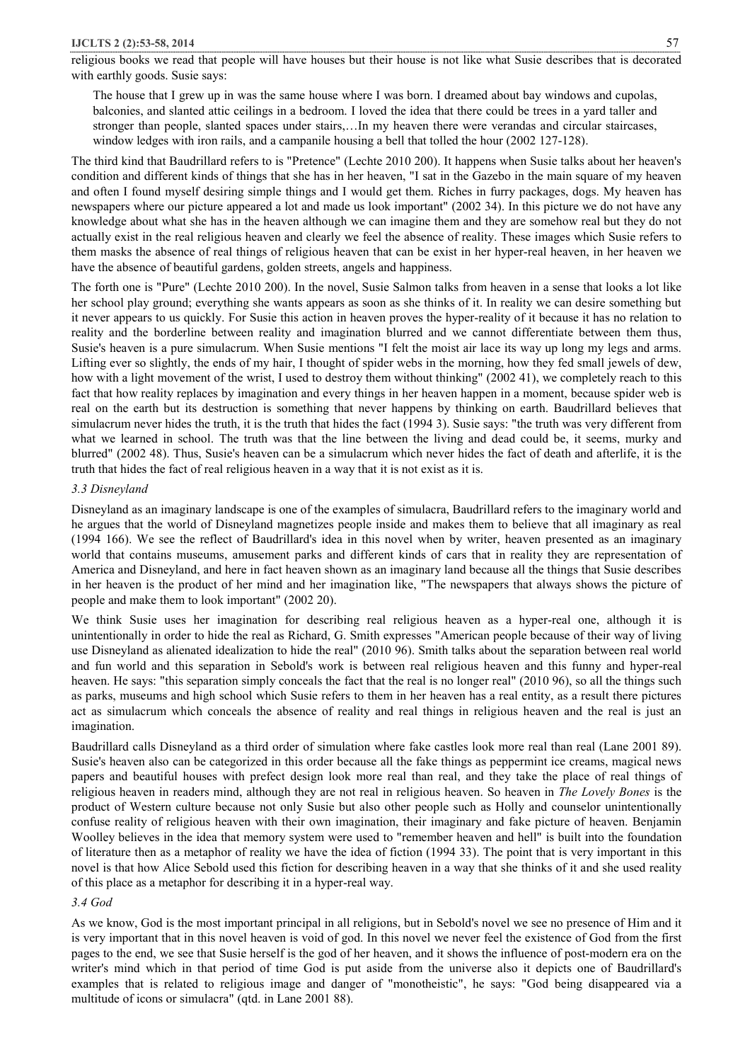religious books we read that people will have houses but their house is not like what Susie describes that is decorated with earthly goods. Susie says:

> The house that I grew up in was the same house where I was born. I dreamed about bay windows and cupolas, balconies, and slanted attic ceilings in a bedroom. I loved the idea that there could be trees in a yard taller and stronger than people, slanted spaces under stairs,…In my heaven there were verandas and circular staircases, window ledges with iron rails, and a campanile housing a bell that tolled the hour (2002 127-128).

The third kind that Baudrillard refers to is "Pretence" (Lechte 2010 200). It happens when Susie talks about her heaven's condition and different kinds of things that she has in her heaven, "I sat in the Gazebo in the main square of my heaven and often I found myself desiring simple things and I would get them. Riches in furry packages, dogs. My heaven has newspapers where our picture appeared a lot and made us look important" (2002 34). In this picture we do not have any knowledge about what she has in the heaven although we can imagine them and they are somehow real but they do not actually exist in the real religious heaven and clearly we feel the absence of reality. These images which Susie refers to them masks the absence of real things of religious heaven that can be exist in her hyper-real heaven, in her heaven we have the absence of beautiful gardens, golden streets, angels and happiness.

The forth one is "Pure" (Lechte 2010 200). In the novel, Susie Salmon talks from heaven in a sense that looks a lot like her school play ground; everything she wants appears as soon as she thinks of it. In reality we can desire something but it never appears to us quickly. For Susie this action in heaven proves the hyper-reality of it because it has no relation to reality and the borderline between reality and imagination blurred and we cannot differentiate between them thus, Susie's heaven is a pure simulacrum. When Susie mentions "I felt the moist air lace its way up long my legs and arms. Lifting ever so slightly, the ends of my hair, I thought of spider webs in the morning, how they fed small jewels of dew, how with a light movement of the wrist, I used to destroy them without thinking" (2002 41), we completely reach to this fact that how reality replaces by imagination and every things in her heaven happen in a moment, because spider web is real on the earth but its destruction is something that never happens by thinking on earth. Baudrillard believes that simulacrum never hides the truth, it is the truth that hides the fact (1994 3). Susie says: "the truth was very different from what we learned in school. The truth was that the line between the living and dead could be, it seems, murky and blurred" (2002 48). Thus, Susie's heaven can be a simulacrum which never hides the fact of death and afterlife, it is the truth that hides the fact of real religious heaven in a way that it is not exist as it is.

*3.3 Disneyland*

Disneyland as an imaginary landscape is one of the examples of simulacra, Baudrillard refers to the imaginary world and he argues that the world of Disneyland magnetizes people inside and makes them to believe that all imaginary as real (1994 166). We see the reflect of Baudrillard's idea in this novel when by writer, heaven presented as an imaginary world that contains museums, amusement parks and different kinds of cars that in reality they are representation of America and Disneyland, and here in fact heaven shown as an imaginary land because all the things that Susie describes in her heaven is the product of her mind and her imagination like, "The newspapers that always shows the picture of people and make them to look important" (2002 20).

We think Susie uses her imagination for describing real religious heaven as a hyper-real one, although it is unintentionally in order to hide the real as Richard, G. Smith expresses "American people because of their way of living use Disneyland as alienated idealization to hide the real" (2010 96). Smith talks about the separation between real world and fun world and this separation in Sebold's work is between real religious heaven and this funny and hyper-real heaven. He says: "this separation simply conceals the fact that the real is no longer real" (2010 96), so all the things such as parks, museums and high school which Susie refers to them in her heaven has a real entity, as a result there pictures act as simulacrum which conceals the absence of reality and real things in religious heaven and the real is just an imagination.

Baudrillard calls Disneyland as a third order of simulation where fake castles look more real than real (Lane 2001 89). Susie's heaven also can be categorized in this order because all the fake things as peppermint ice creams, magical news papers and beautiful houses with prefect design look more real than real, and they take the place of real things of religious heaven in readers mind, although they are not real in religious heaven. So heaven in *The Lovely Bones* is the product of Western culture because not only Susie but also other people such as Holly and counselor unintentionally confuse reality of religious heaven with their own imagination, their imaginary and fake picture of heaven. Benjamin Woolley believes in the idea that memory system were used to "remember heaven and hell" is built into the foundation of literature then as a metaphor of reality we have the idea of fiction (1994 33). The point that is very important in this novel is that how Alice Sebold used this fiction for describing heaven in a way that she thinks of it and she used reality of this place as a metaphor for describing it in a hyper-real way.

*3.4 God*

As we know, God is the most important principal in all religions, but in Sebold's novel we see no presence of Him and it is very important that in this novel heaven is void of god. In this novel we never feel the existence of God from the first pages to the end, we see that Susie herself is the god of her heaven, and it shows the influence of post-modern era on the writer's mind which in that period of time God is put aside from the universe also it depicts one of Baudrillard's examples that is related to religious image and danger of "monotheistic", he says: "God being disappeared via a multitude of icons or simulacra" (qtd. in Lane 2001 88).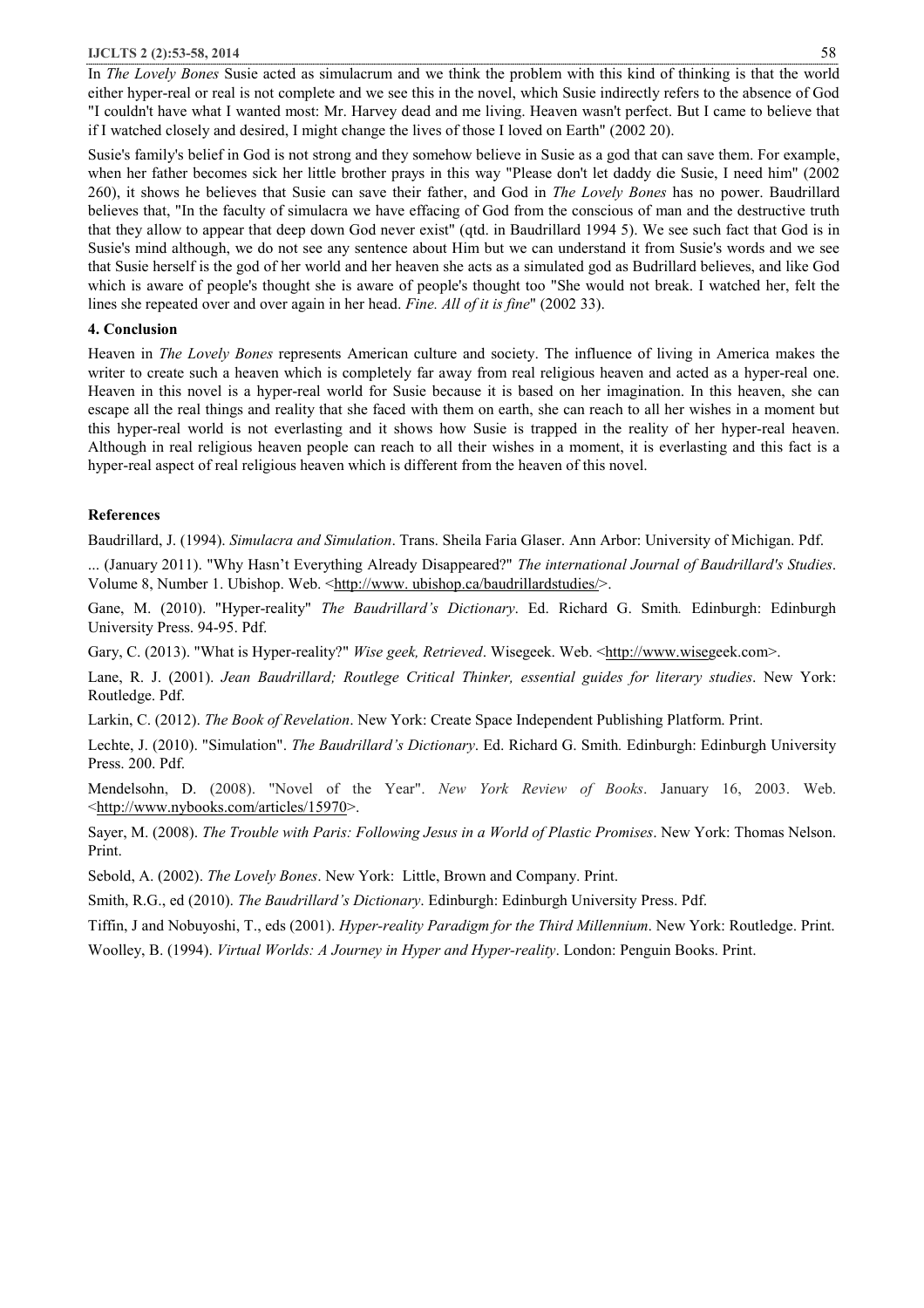In *The Lovely Bones* Susie acted as simulacrum and we think the problem with this kind of thinking is that the world either hyper-real or real is not complete and we see this in the novel, which Susie indirectly refers to the absence of God "I couldn't have what I wanted most: Mr. Harvey dead and me living. Heaven wasn't perfect. But I came to believe that if I watched closely and desired, I might change the lives of those I loved on Earth" (2002 20).

Susie's family's belief in God is not strong and they somehow believe in Susie as a god that can save them. For example, when her father becomes sick her little brother prays in this way "Please don't let daddy die Susie, I need him" (2002 260), it shows he believes that Susie can save their father, and God in *The Lovely Bones* has no power. Baudrillard believes that, "In the faculty of simulacra we have effacing of God from the conscious of man and the destructive truth that they allow to appear that deep down God never exist" (qtd. in Baudrillard 1994 5). We see such fact that God is in Susie's mind although, we do not see any sentence about Him but we can understand it from Susie's words and we see that Susie herself is the god of her world and her heaven she acts as a simulated god as Budrillard believes, and like God which is aware of people's thought she is aware of people's thought too "She would not break. I watched her, felt the lines she repeated over and over again in her head. *Fine. All of it is fine*" (2002 33).

## 4. Conclusion

Heaven in *The Lovely Bones* represents American culture and society. The influence of living in America makes the writer to create such a heaven which is completely far away from real religious heaven and acted as a hyper-real one. Heaven in this novel is a hyper-real world for Susie because it is based on her imagination. In this heaven, she can escape all the real things and reality that she faced with them on earth, she can reach to all her wishes in a moment but this hyper-real world is not everlasting and it shows how Susie is trapped in the reality of her hyper-real heaven. Although in real religious heaven people can reach to all their wishes in a moment, it is everlasting and this fact is a hyper-real aspect of real religious heaven which is different from the heaven of this novel.

## References

Baudrillard, J. (1994). *Simulacra and Simulation*. Trans. Sheila Faria Glaser. Ann Arbor: University of Michigan. Pdf.

... (January 2011). "Why Hasn't Everything Already Disappeared?" *The international Journal of Baudrillard's Studies*. Volume 8, Number 1. Ubishop. Web. <http://www. ubishop.ca/baudrillardstudies/>.

Gane, M. (2010). "Hyper-reality" *The Baudrillard's Dictionary*. Ed. Richard G. Smith. Edinburgh: Edinburgh University Press. 94-95. Pdf.

Gary, C. (2013). "What is Hyper-reality?" *Wise geek, Retrieved*. Wisegeek. Web. <http://www.wisegeek.com>.

Lane, R. J. (2001). *Jean Baudrillard; Routlege Critical Thinker, essential guides for literary studies*. New York: Routledge. Pdf.

Larkin, C. (2012). *The Book of Revelation*. New York: Create Space Independent Publishing Platform. Print.

Lechte, J. (2010). "Simulation". *The Baudrillard's Dictionary*. Ed. Richard G. Smith. Edinburgh: Edinburgh University Press. 200. Pdf.

Mendelsohn, D. (2008). "Novel of the Year". *New York Review of Books*. January 16, 2003. Web. <http://www.nybooks.com/articles/15970>.

Sayer, M. (2008). *The Trouble with Paris: Following Jesus in a World of Plastic Promises*. New York: Thomas Nelson. Print.

Sebold, A. (2002). *The Lovely Bones*. New York: Little, Brown and Company. Print.

Smith, R.G., ed (2010). *The Baudrillard's Dictionary*. Edinburgh: Edinburgh University Press. Pdf.

Tiffin, J and Nobuyoshi, T., eds (2001). *Hyper-reality Paradigm for the Third Millennium*. New York: Routledge. Print.

Woolley, B. (1994). *Virtual Worlds: A Journey in Hyper and Hyper-reality*. London: Penguin Books. Print.